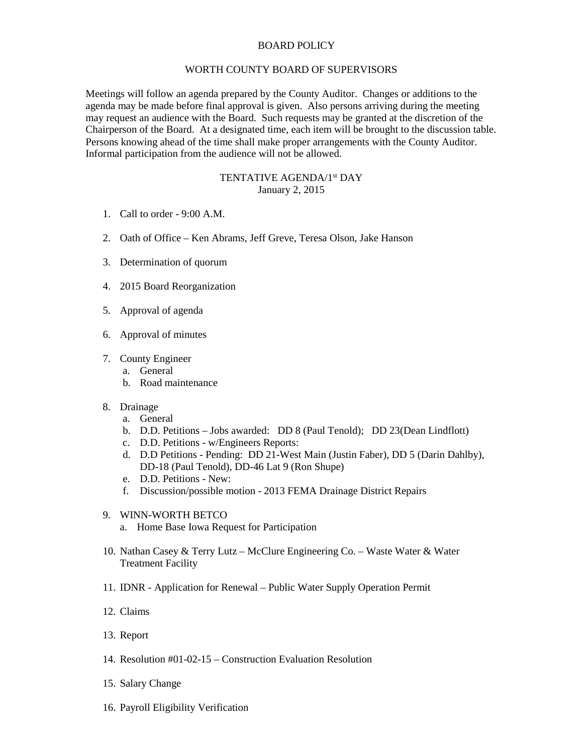# BOARD POLICY

## WORTH COUNTY BOARD OF SUPERVISORS

Meetings will follow an agenda prepared by the County Auditor. Changes or additions to the agenda may be made before final approval is given. Also persons arriving during the meeting may request an audience with the Board. Such requests may be granted at the discretion of the Chairperson of the Board. At a designated time, each item will be brought to the discussion table. Persons knowing ahead of the time shall make proper arrangements with the County Auditor. Informal participation from the audience will not be allowed.

### TENTATIVE AGENDA/1st DAY
January 2, 2015

1. Call to order - 9:00 A.M.
2. Oath of Office – Ken Abrams, Jeff Greve, Teresa Olson, Jake Hanson
3. Determination of quorum
4. 2015 Board Reorganization
5. Approval of agenda
6. Approval of minutes
7. County Engineer
   a. General
   b. Road maintenance
8. Drainage
   a. General
   b. D.D. Petitions – Jobs awarded: DD 8 (Paul Tenold); DD 23(Dean Lindflott)
   c. D.D. Petitions - w/Engineers Reports:
   d. D.D Petitions - Pending: DD 21-West Main (Justin Faber), DD 5 (Darin Dahlby), DD-18 (Paul Tenold), DD-46 Lat 9 (Ron Shupe)
   e. D.D. Petitions - New:
   f. Discussion/possible motion - 2013 FEMA Drainage District Repairs
9. WINN-WORTH BETCO
   a. Home Base Iowa Request for Participation
10. Nathan Casey & Terry Lutz – McClure Engineering Co. – Waste Water & Water Treatment Facility
11. IDNR - Application for Renewal – Public Water Supply Operation Permit
12. Claims
13. Report
14. Resolution #01-02-15 – Construction Evaluation Resolution
15. Salary Change
16. Payroll Eligibility Verification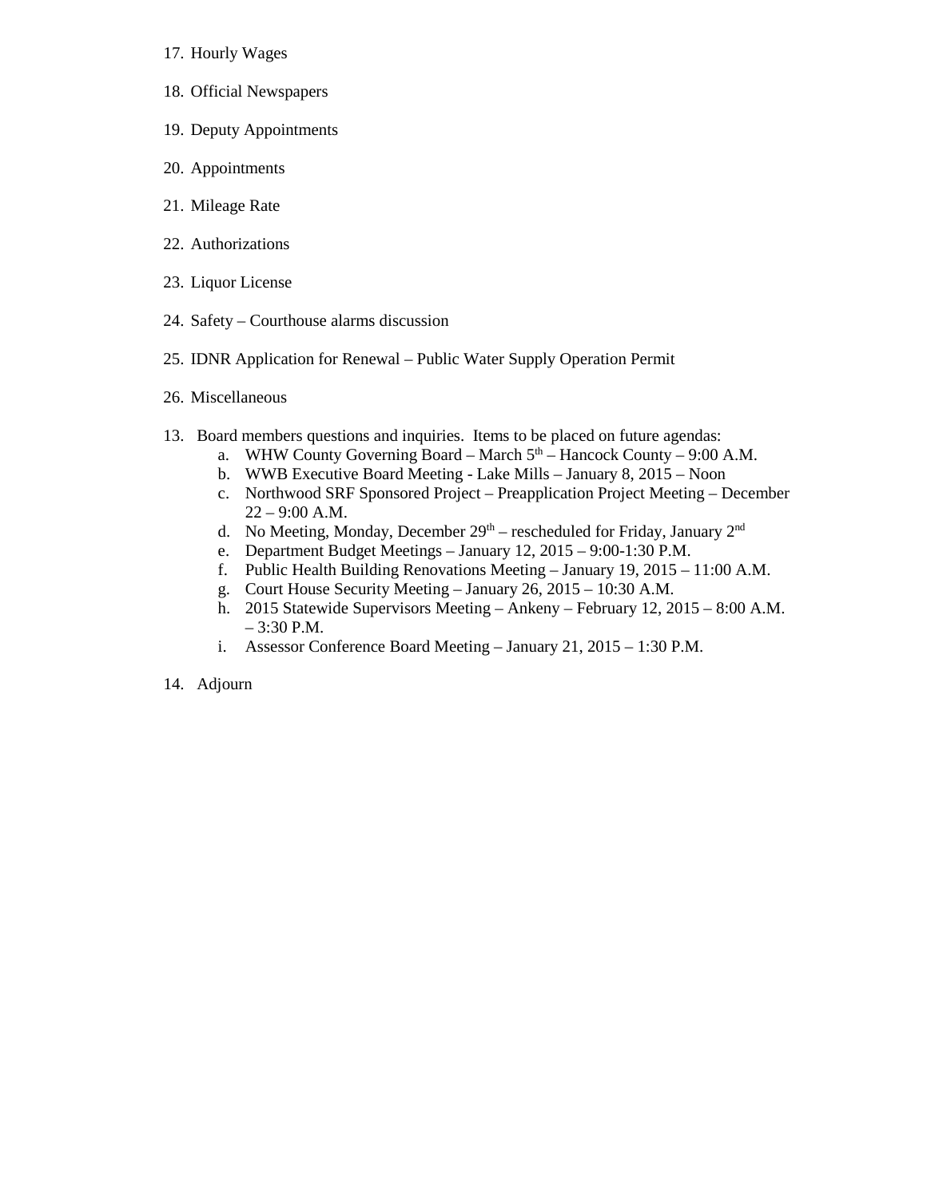17. Hourly Wages

18. Official Newspapers

19. Deputy Appointments

20. Appointments

21. Mileage Rate

22. Authorizations

23. Liquor License

24. Safety – Courthouse alarms discussion

25. IDNR Application for Renewal – Public Water Supply Operation Permit

26. Miscellaneous

13. Board members questions and inquiries. Items to be placed on future agendas:
    a. WHW County Governing Board – March 5th – Hancock County – 9:00 A.M.
    b. WWB Executive Board Meeting - Lake Mills – January 8, 2015 – Noon
    c. Northwood SRF Sponsored Project – Preapplication Project Meeting – December 22 – 9:00 A.M.
    d. No Meeting, Monday, December 29th – rescheduled for Friday, January 2nd
    e. Department Budget Meetings – January 12, 2015 – 9:00-1:30 P.M.
    f. Public Health Building Renovations Meeting – January 19, 2015 – 11:00 A.M.
    g. Court House Security Meeting – January 26, 2015 – 10:30 A.M.
    h. 2015 Statewide Supervisors Meeting – Ankeny – February 12, 2015 – 8:00 A.M. – 3:30 P.M.
    i. Assessor Conference Board Meeting – January 21, 2015 – 1:30 P.M.

14. Adjourn